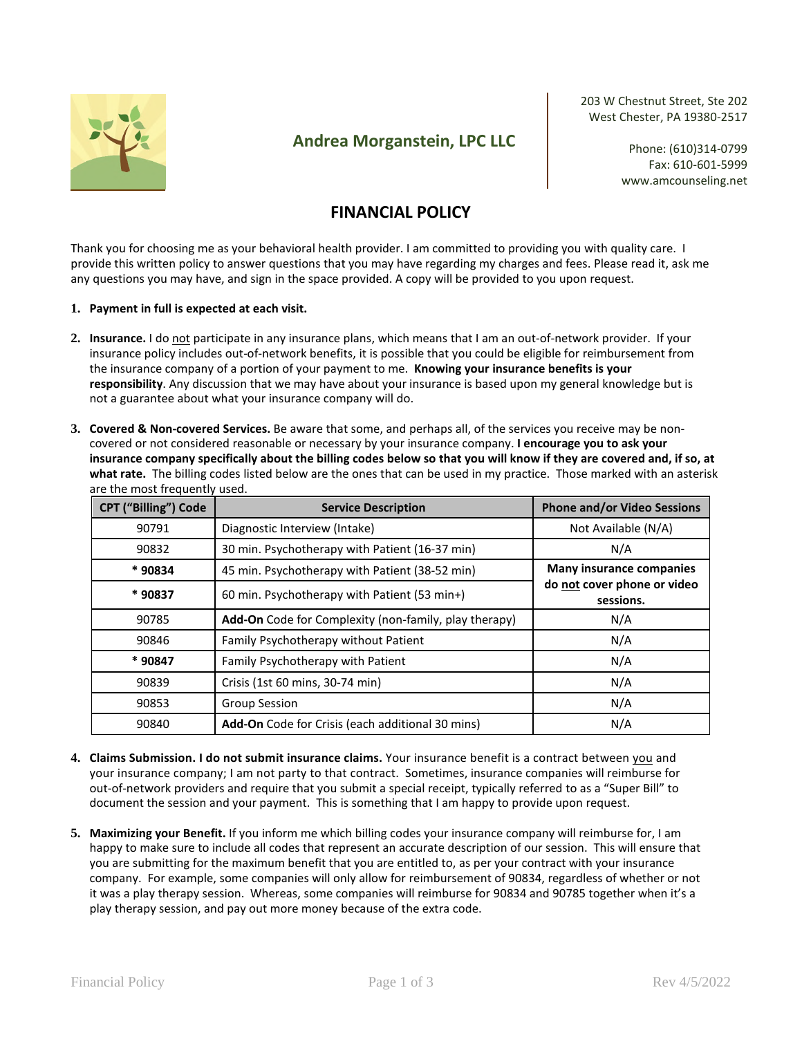## Andrea Morganstein, LPC LLC

203 W Chestnut Street, Ste 202
West Chester, PA 19380-2517

Phone: (610)314-0799
Fax: 610-601-5999
www.amcounseling.net

# FINANCIAL POLICY

Thank you for choosing me as your behavioral health provider. I am committed to providing you with quality care. I provide this written policy to answer questions that you may have regarding my charges and fees. Please read it, ask me any questions you may have, and sign in the space provided. A copy will be provided to you upon request.

1. **Payment in full is expected at each visit.**

2. **Insurance.** I do <u>not</u> participate in any insurance plans, which means that I am an out-of-network provider. If your insurance policy includes out-of-network benefits, it is possible that you could be eligible for reimbursement from the insurance company of a portion of your payment to me. **Knowing your insurance benefits is your responsibility**. Any discussion that we may have about your insurance is based upon my general knowledge but is not a guarantee about what your insurance company will do.

3. **Covered & Non-covered Services.** Be aware that some, and perhaps all, of the services you receive may be non-covered or not considered reasonable or necessary by your insurance company. **I encourage you to ask your insurance company specifically about the billing codes below so that you will know if they are covered and, if so, at what rate.** The billing codes listed below are the ones that can be used in my practice. Those marked with an asterisk are the most frequently used.

| CPT ("Billing") Code | Service Description | Phone and/or Video Sessions |
|---|---|---|
| 90791 | Diagnostic Interview (Intake) | Not Available (N/A) |
| 90832 | 30 min. Psychotherapy with Patient (16-37 min) | N/A |
| **\* 90834** | 45 min. Psychotherapy with Patient (38-52 min) | **Many insurance companies do <u>not</u> cover phone or video sessions.** |
| **\* 90837** | 60 min. Psychotherapy with Patient (53 min+) | |
| 90785 | **Add-On** Code for Complexity (non-family, play therapy) | N/A |
| 90846 | Family Psychotherapy without Patient | N/A |
| **\* 90847** | Family Psychotherapy with Patient | N/A |
| 90839 | Crisis (1st 60 mins, 30-74 min) | N/A |
| 90853 | Group Session | N/A |
| 90840 | **Add-On** Code for Crisis (each additional 30 mins) | N/A |

4. **Claims Submission. I do not submit insurance claims.** Your insurance benefit is a contract between <u>you</u> and your insurance company; I am not party to that contract. Sometimes, insurance companies will reimburse for out-of-network providers and require that you submit a special receipt, typically referred to as a "Super Bill" to document the session and your payment. This is something that I am happy to provide upon request.

5. **Maximizing your Benefit.** If you inform me which billing codes your insurance company will reimburse for, I am happy to make sure to include all codes that represent an accurate description of our session. This will ensure that you are submitting for the maximum benefit that you are entitled to, as per your contract with your insurance company. For example, some companies will only allow for reimbursement of 90834, regardless of whether or not it was a play therapy session. Whereas, some companies will reimburse for 90834 and 90785 together when it's a play therapy session, and pay out more money because of the extra code.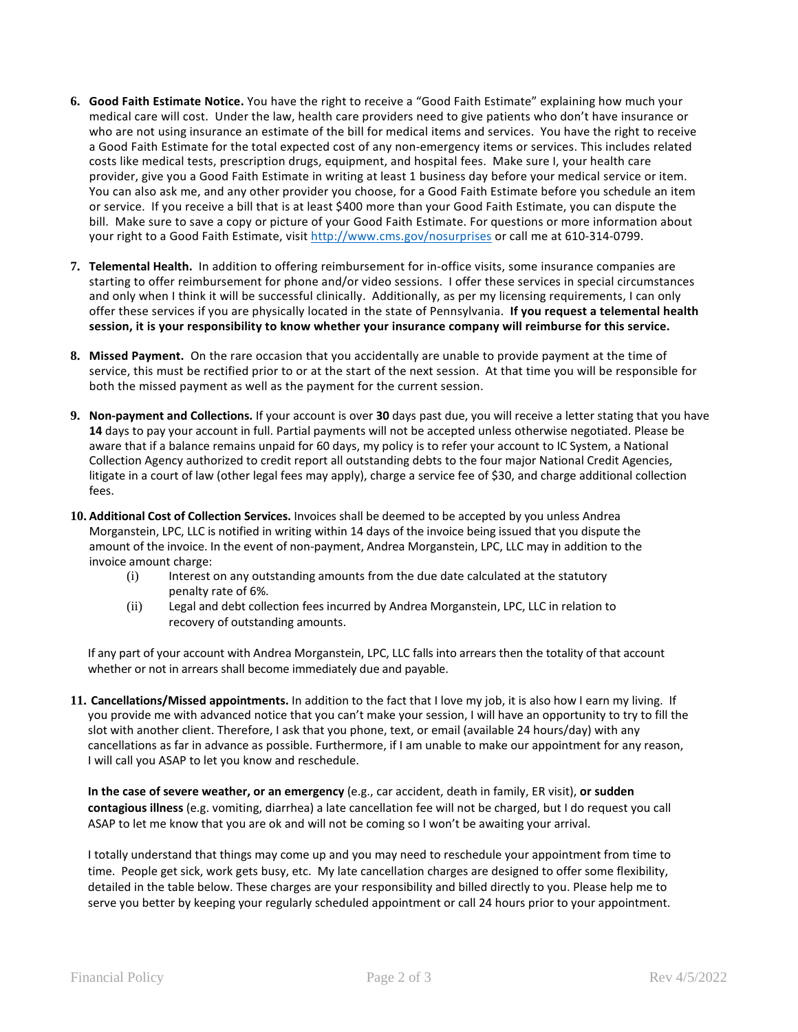6. **Good Faith Estimate Notice.** You have the right to receive a "Good Faith Estimate" explaining how much your medical care will cost. Under the law, health care providers need to give patients who don't have insurance or who are not using insurance an estimate of the bill for medical items and services. You have the right to receive a Good Faith Estimate for the total expected cost of any non-emergency items or services. This includes related costs like medical tests, prescription drugs, equipment, and hospital fees. Make sure I, your health care provider, give you a Good Faith Estimate in writing at least 1 business day before your medical service or item. You can also ask me, and any other provider you choose, for a Good Faith Estimate before you schedule an item or service. If you receive a bill that is at least $400 more than your Good Faith Estimate, you can dispute the bill. Make sure to save a copy or picture of your Good Faith Estimate. For questions or more information about your right to a Good Faith Estimate, visit http://www.cms.gov/nosurprises or call me at 610-314-0799.

7. **Telemental Health.** In addition to offering reimbursement for in-office visits, some insurance companies are starting to offer reimbursement for phone and/or video sessions. I offer these services in special circumstances and only when I think it will be successful clinically. Additionally, as per my licensing requirements, I can only offer these services if you are physically located in the state of Pennsylvania. **If you request a telemental health session, it is your responsibility to know whether your insurance company will reimburse for this service.**

8. **Missed Payment.** On the rare occasion that you accidentally are unable to provide payment at the time of service, this must be rectified prior to or at the start of the next session. At that time you will be responsible for both the missed payment as well as the payment for the current session.

9. **Non-payment and Collections.** If your account is over **30** days past due, you will receive a letter stating that you have **14** days to pay your account in full. Partial payments will not be accepted unless otherwise negotiated. Please be aware that if a balance remains unpaid for 60 days, my policy is to refer your account to IC System, a National Collection Agency authorized to credit report all outstanding debts to the four major National Credit Agencies, litigate in a court of law (other legal fees may apply), charge a service fee of $30, and charge additional collection fees.

10. **Additional Cost of Collection Services.** Invoices shall be deemed to be accepted by you unless Andrea Morganstein, LPC, LLC is notified in writing within 14 days of the invoice being issued that you dispute the amount of the invoice. In the event of non-payment, Andrea Morganstein, LPC, LLC may in addition to the invoice amount charge:
    - (i) Interest on any outstanding amounts from the due date calculated at the statutory penalty rate of 6%.
    - (ii) Legal and debt collection fees incurred by Andrea Morganstein, LPC, LLC in relation to recovery of outstanding amounts.

    If any part of your account with Andrea Morganstein, LPC, LLC falls into arrears then the totality of that account whether or not in arrears shall become immediately due and payable.

11. **Cancellations/Missed appointments.** In addition to the fact that I love my job, it is also how I earn my living. If you provide me with advanced notice that you can't make your session, I will have an opportunity to try to fill the slot with another client. Therefore, I ask that you phone, text, or email (available 24 hours/day) with any cancellations as far in advance as possible. Furthermore, if I am unable to make our appointment for any reason, I will call you ASAP to let you know and reschedule.

    **In the case of severe weather, or an emergency** (e.g., car accident, death in family, ER visit), **or sudden contagious illness** (e.g. vomiting, diarrhea) a late cancellation fee will not be charged, but I do request you call ASAP to let me know that you are ok and will not be coming so I won't be awaiting your arrival.

    I totally understand that things may come up and you may need to reschedule your appointment from time to time. People get sick, work gets busy, etc. My late cancellation charges are designed to offer some flexibility, detailed in the table below. These charges are your responsibility and billed directly to you. Please help me to serve you better by keeping your regularly scheduled appointment or call 24 hours prior to your appointment.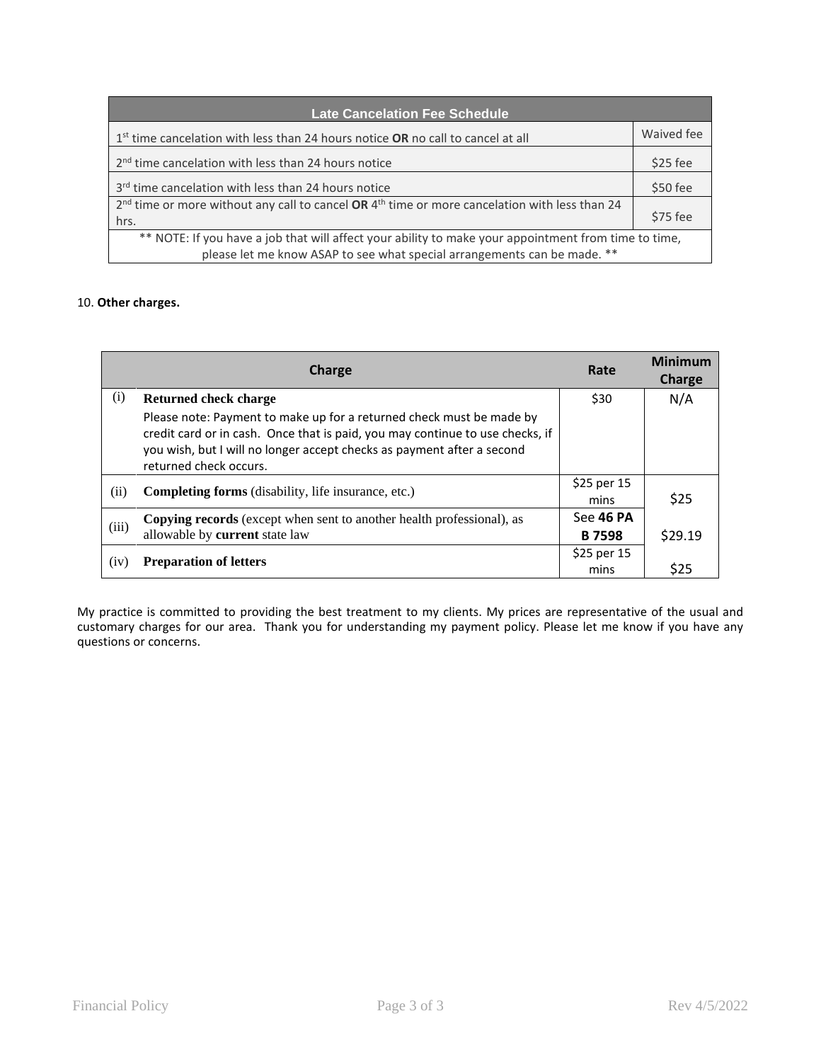| Late Cancelation Fee Schedule | |
|---|---|
| 1st time cancelation with less than 24 hours notice **OR** no call to cancel at all | Waived fee |
| 2nd time cancelation with less than 24 hours notice | $25 fee |
| 3rd time cancelation with less than 24 hours notice | $50 fee |
| 2nd time or more without any call to cancel **OR** 4th time or more cancelation with less than 24 hrs. | $75 fee |
| ** NOTE: If you have a job that will affect your ability to make your appointment from time to time, please let me know ASAP to see what special arrangements can be made. ** | |

10. **Other charges.**

| | Charge | Rate | Minimum Charge |
|---|---|---|---|
| (i) | **Returned check charge** Please note: Payment to make up for a returned check must be made by credit card or in cash. Once that is paid, you may continue to use checks, if you wish, but I will no longer accept checks as payment after a second returned check occurs. | $30 | N/A |
| (ii) | **Completing forms** (disability, life insurance, etc.) | $25 per 15 mins | $25 |
| (iii) | **Copying records** (except when sent to another health professional), as allowable by **current** state law | See **46 PA B 7598** | $29.19 |
| (iv) | **Preparation of letters** | $25 per 15 mins | $25 |

My practice is committed to providing the best treatment to my clients. My prices are representative of the usual and customary charges for our area. Thank you for understanding my payment policy. Please let me know if you have any questions or concerns.